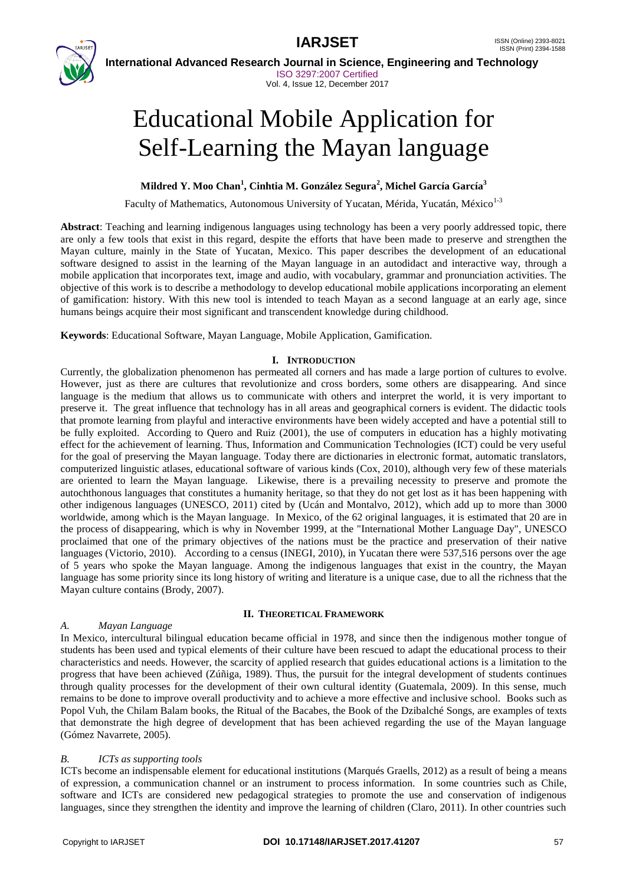# Educational Mobile Application for Self-Learning the Mayan language

**Mildred Y. Moo Chan[1], Cinhtia M. González Segura[2], Michel García García[3]**

Faculty of Mathematics, Autonomous University of Yucatan, Mérida, Yucatán, México[1-3]

**Abstract**: Teaching and learning indigenous languages using technology has been a very poorly addressed topic, there are only a few tools that exist in this regard, despite the efforts that have been made to preserve and strengthen the Mayan culture, mainly in the State of Yucatan, Mexico. This paper describes the development of an educational software designed to assist in the learning of the Mayan language in an autodidact and interactive way, through a mobile application that incorporates text, image and audio, with vocabulary, grammar and pronunciation activities. The objective of this work is to describe a methodology to develop educational mobile applications incorporating an element of gamification: history. With this new tool is intended to teach Mayan as a second language at an early age, since humans beings acquire their most significant and transcendent knowledge during childhood.

**Keywords**: Educational Software, Mayan Language, Mobile Application, Gamification.

## I. INTRODUCTION

Currently, the globalization phenomenon has permeated all corners and has made a large portion of cultures to evolve. However, just as there are cultures that revolutionize and cross borders, some others are disappearing. And since language is the medium that allows us to communicate with others and interpret the world, it is very important to preserve it. The great influence that technology has in all areas and geographical corners is evident. The didactic tools that promote learning from playful and interactive environments have been widely accepted and have a potential still to be fully exploited. According to Quero and Ruiz (2001), the use of computers in education has a highly motivating effect for the achievement of learning. Thus, Information and Communication Technologies (ICT) could be very useful for the goal of preserving the Mayan language. Today there are dictionaries in electronic format, automatic translators, computerized linguistic atlases, educational software of various kinds (Cox, 2010), although very few of these materials are oriented to learn the Mayan language. Likewise, there is a prevailing necessity to preserve and promote the autochthonous languages that constitutes a humanity heritage, so that they do not get lost as it has been happening with other indigenous languages (UNESCO, 2011) cited by (Ucán and Montalvo, 2012), which add up to more than 3000 worldwide, among which is the Mayan language. In Mexico, of the 62 original languages, it is estimated that 20 are in the process of disappearing, which is why in November 1999, at the "International Mother Language Day", UNESCO proclaimed that one of the primary objectives of the nations must be the practice and preservation of their native languages (Victorio, 2010). According to a census (INEGI, 2010), in Yucatan there were 537,516 persons over the age of 5 years who spoke the Mayan language. Among the indigenous languages that exist in the country, the Mayan language has some priority since its long history of writing and literature is a unique case, due to all the richness that the Mayan culture contains (Brody, 2007).

## II. THEORETICAL FRAMEWORK

### *A. Mayan Language*

In Mexico, intercultural bilingual education became official in 1978, and since then the indigenous mother tongue of students has been used and typical elements of their culture have been rescued to adapt the educational process to their characteristics and needs. However, the scarcity of applied research that guides educational actions is a limitation to the progress that have been achieved (Zúñiga, 1989). Thus, the pursuit for the integral development of students continues through quality processes for the development of their own cultural identity (Guatemala, 2009). In this sense, much remains to be done to improve overall productivity and to achieve a more effective and inclusive school. Books such as Popol Vuh, the Chilam Balam books, the Ritual of the Bacabes, the Book of the Dzibalché Songs, are examples of texts that demonstrate the high degree of development that has been achieved regarding the use of the Mayan language (Gómez Navarrete, 2005).

### *B. ICTs as supporting tools*

ICTs become an indispensable element for educational institutions (Marqués Graells, 2012) as a result of being a means of expression, a communication channel or an instrument to process information. In some countries such as Chile, software and ICTs are considered new pedagogical strategies to promote the use and conservation of indigenous languages, since they strengthen the identity and improve the learning of children (Claro, 2011). In other countries such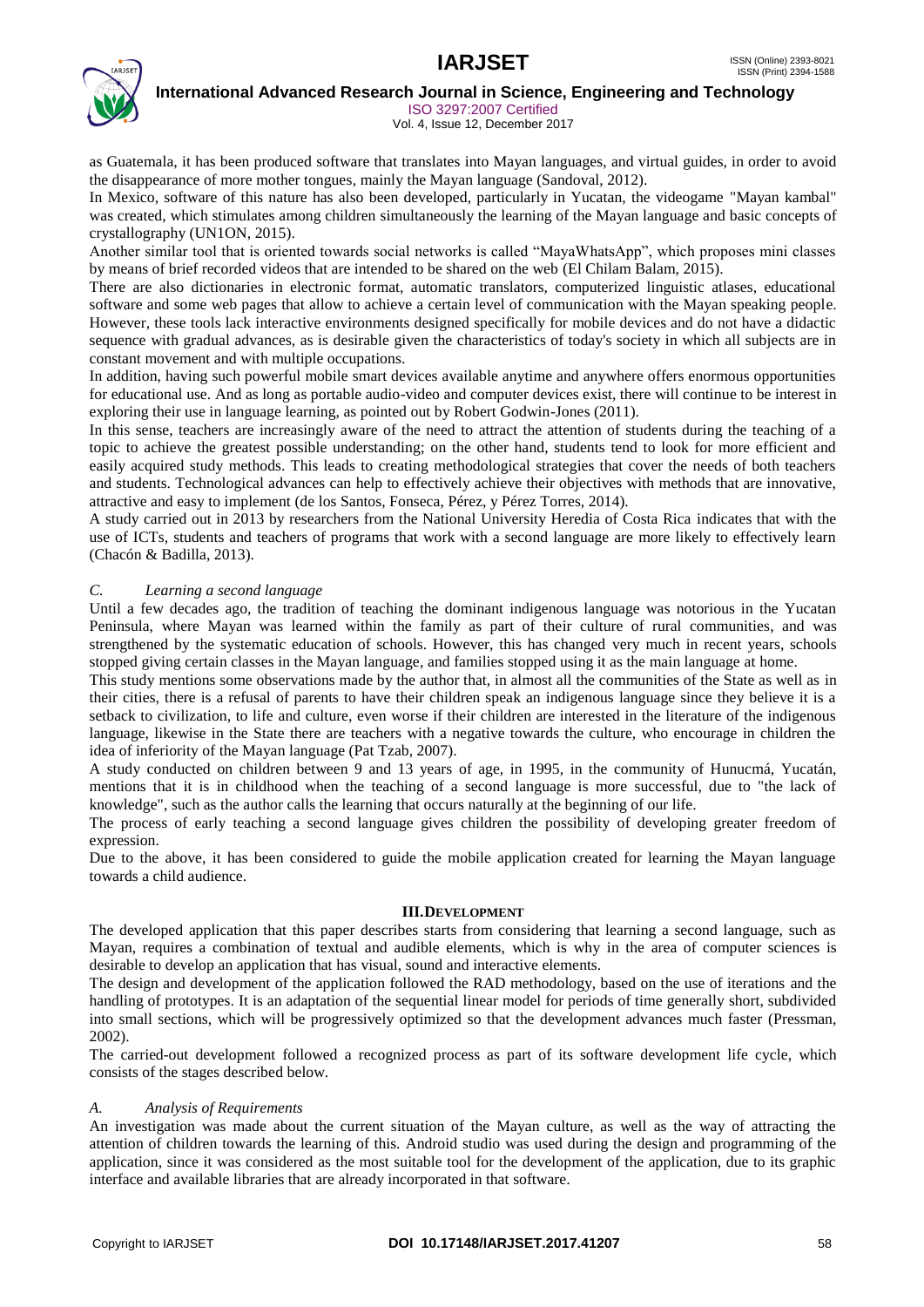as Guatemala, it has been produced software that translates into Mayan languages, and virtual guides, in order to avoid the disappearance of more mother tongues, mainly the Mayan language (Sandoval, 2012).

In Mexico, software of this nature has also been developed, particularly in Yucatan, the videogame "Mayan kambal" was created, which stimulates among children simultaneously the learning of the Mayan language and basic concepts of crystallography (UN1ON, 2015).

Another similar tool that is oriented towards social networks is called "MayaWhatsApp", which proposes mini classes by means of brief recorded videos that are intended to be shared on the web (El Chilam Balam, 2015).

There are also dictionaries in electronic format, automatic translators, computerized linguistic atlases, educational software and some web pages that allow to achieve a certain level of communication with the Mayan speaking people. However, these tools lack interactive environments designed specifically for mobile devices and do not have a didactic sequence with gradual advances, as is desirable given the characteristics of today's society in which all subjects are in constant movement and with multiple occupations.

In addition, having such powerful mobile smart devices available anytime and anywhere offers enormous opportunities for educational use. And as long as portable audio-video and computer devices exist, there will continue to be interest in exploring their use in language learning, as pointed out by Robert Godwin-Jones (2011).

In this sense, teachers are increasingly aware of the need to attract the attention of students during the teaching of a topic to achieve the greatest possible understanding; on the other hand, students tend to look for more efficient and easily acquired study methods. This leads to creating methodological strategies that cover the needs of both teachers and students. Technological advances can help to effectively achieve their objectives with methods that are innovative, attractive and easy to implement (de los Santos, Fonseca, Pérez, y Pérez Torres, 2014).

A study carried out in 2013 by researchers from the National University Heredia of Costa Rica indicates that with the use of ICTs, students and teachers of programs that work with a second language are more likely to effectively learn (Chacón & Badilla, 2013).

### *C. Learning a second language*

Until a few decades ago, the tradition of teaching the dominant indigenous language was notorious in the Yucatan Peninsula, where Mayan was learned within the family as part of their culture of rural communities, and was strengthened by the systematic education of schools. However, this has changed very much in recent years, schools stopped giving certain classes in the Mayan language, and families stopped using it as the main language at home.

This study mentions some observations made by the author that, in almost all the communities of the State as well as in their cities, there is a refusal of parents to have their children speak an indigenous language since they believe it is a setback to civilization, to life and culture, even worse if their children are interested in the literature of the indigenous language, likewise in the State there are teachers with a negative towards the culture, who encourage in children the idea of inferiority of the Mayan language (Pat Tzab, 2007).

A study conducted on children between 9 and 13 years of age, in 1995, in the community of Hunucmá, Yucatán, mentions that it is in childhood when the teaching of a second language is more successful, due to "the lack of knowledge", such as the author calls the learning that occurs naturally at the beginning of our life.

The process of early teaching a second language gives children the possibility of developing greater freedom of expression.

Due to the above, it has been considered to guide the mobile application created for learning the Mayan language towards a child audience.

## III. DEVELOPMENT

The developed application that this paper describes starts from considering that learning a second language, such as Mayan, requires a combination of textual and audible elements, which is why in the area of computer sciences is desirable to develop an application that has visual, sound and interactive elements.

The design and development of the application followed the RAD methodology, based on the use of iterations and the handling of prototypes. It is an adaptation of the sequential linear model for periods of time generally short, subdivided into small sections, which will be progressively optimized so that the development advances much faster (Pressman, 2002).

The carried-out development followed a recognized process as part of its software development life cycle, which consists of the stages described below.

### *A. Analysis of Requirements*

An investigation was made about the current situation of the Mayan culture, as well as the way of attracting the attention of children towards the learning of this. Android studio was used during the design and programming of the application, since it was considered as the most suitable tool for the development of the application, due to its graphic interface and available libraries that are already incorporated in that software.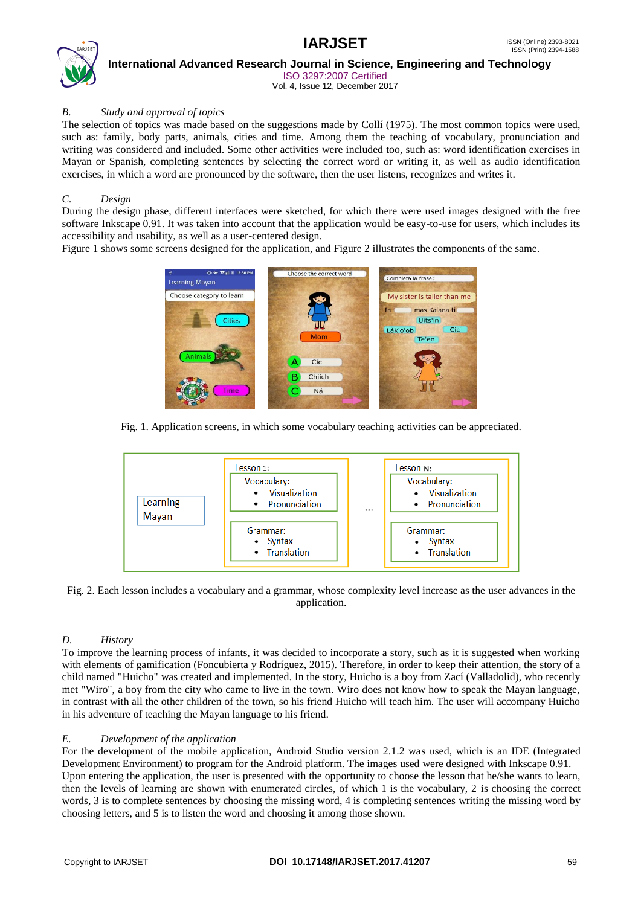### B. *Study and approval of topics*

The selection of topics was made based on the suggestions made by Collí (1975). The most common topics were used, such as: family, body parts, animals, cities and time. Among them the teaching of vocabulary, pronunciation and writing was considered and included. Some other activities were included too, such as: word identification exercises in Mayan or Spanish, completing sentences by selecting the correct word or writing it, as well as audio identification exercises, in which a word are pronounced by the software, then the user listens, recognizes and writes it.

### C. *Design*

During the design phase, different interfaces were sketched, for which there were used images designed with the free software Inkscape 0.91. It was taken into account that the application would be easy-to-use for users, which includes its accessibility and usability, as well as a user-centered design.

Figure 1 shows some screens designed for the application, and Figure 2 illustrates the components of the same.

Fig. 1. Application screens, in which some vocabulary teaching activities can be appreciated.

Fig. 2. Each lesson includes a vocabulary and a grammar, whose complexity level increase as the user advances in the application.

### D. *History*

To improve the learning process of infants, it was decided to incorporate a story, such as it is suggested when working with elements of gamification (Foncubierta y Rodríguez, 2015). Therefore, in order to keep their attention, the story of a child named "Huicho" was created and implemented. In the story, Huicho is a boy from Zací (Valladolid), who recently met "Wiro", a boy from the city who came to live in the town. Wiro does not know how to speak the Mayan language, in contrast with all the other children of the town, so his friend Huicho will teach him. The user will accompany Huicho in his adventure of teaching the Mayan language to his friend.

### E. *Development of the application*

For the development of the mobile application, Android Studio version 2.1.2 was used, which is an IDE (Integrated Development Environment) to program for the Android platform. The images used were designed with Inkscape 0.91.

Upon entering the application, the user is presented with the opportunity to choose the lesson that he/she wants to learn, then the levels of learning are shown with enumerated circles, of which 1 is the vocabulary, 2 is choosing the correct words, 3 is to complete sentences by choosing the missing word, 4 is completing sentences writing the missing word by choosing letters, and 5 is to listen the word and choosing it among those shown.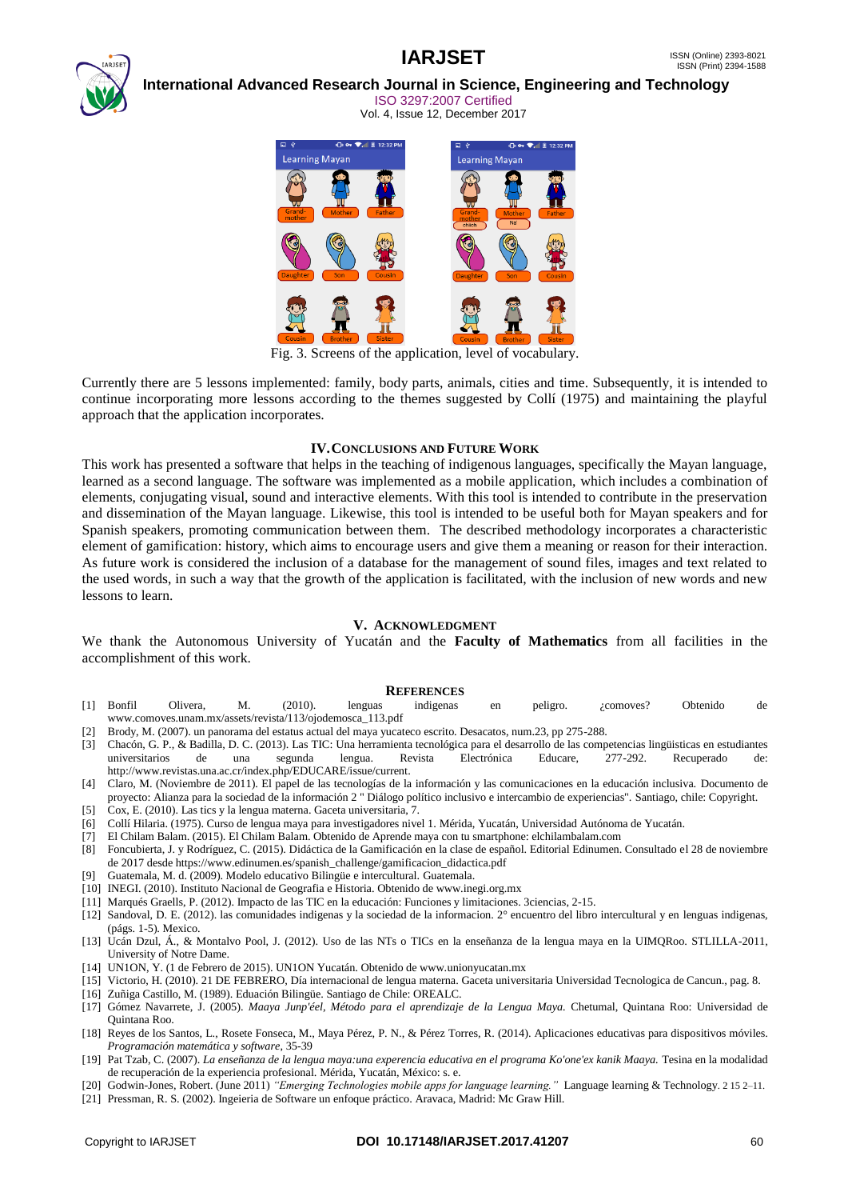Fig. 3. Screens of the application, level of vocabulary.

Currently there are 5 lessons implemented: family, body parts, animals, cities and time. Subsequently, it is intended to continue incorporating more lessons according to the themes suggested by Collí (1975) and maintaining the playful approach that the application incorporates.

## IV. CONCLUSIONS AND FUTURE WORK

This work has presented a software that helps in the teaching of indigenous languages, specifically the Mayan language, learned as a second language. The software was implemented as a mobile application, which includes a combination of elements, conjugating visual, sound and interactive elements. With this tool is intended to contribute in the preservation and dissemination of the Mayan language. Likewise, this tool is intended to be useful both for Mayan speakers and for Spanish speakers, promoting communication between them. The described methodology incorporates a characteristic element of gamification: history, which aims to encourage users and give them a meaning or reason for their interaction. As future work is considered the inclusion of a database for the management of sound files, images and text related to the used words, in such a way that the growth of the application is facilitated, with the inclusion of new words and new lessons to learn.

## V. ACKNOWLEDGMENT

We thank the Autonomous University of Yucatán and the **Faculty of Mathematics** from all facilities in the accomplishment of this work.

## REFERENCES

[1] Bonfil Olivera, M. (2010). lenguas indigenas en peligro. ¿comoves? Obtenido de www.comoves.unam.mx/assets/revista/113/ojodemosca_113.pdf
[2] Brody, M. (2007). un panorama del estatus actual del maya yucateco escrito. Desacatos, num.23, pp 275-288.
[3] Chacón, G. P., & Badilla, D. C. (2013). Las TIC: Una herramienta tecnológica para el desarrollo de las competencias lingüisticas en estudiantes universitarios de una segunda lengua. Revista Electrónica Educare, 277-292. Recuperado de: http://www.revistas.una.ac.cr/index.php/EDUCARE/issue/current.
[4] Claro, M. (Noviembre de 2011). El papel de las tecnologías de la información y las comunicaciones en la educación inclusiva. Documento de proyecto: Alianza para la sociedad de la información 2 " Diálogo político inclusivo e intercambio de experiencias". Santiago, chile: Copyright.
[5] Cox, E. (2010). Las tics y la lengua materna. Gaceta universitaria, 7.
[6] Collí Hilaria. (1975). Curso de lengua maya para investigadores nivel 1. Mérida, Yucatán, Universidad Autónoma de Yucatán.
[7] El Chilam Balam. (2015). El Chilam Balam. Obtenido de Aprende maya con tu smartphone: elchilambalam.com
[8] Foncubierta, J. y Rodríguez, C. (2015). Didáctica de la Gamificación en la clase de español. Editorial Edinumen. Consultado el 28 de noviembre de 2017 desde https://www.edinumen.es/spanish_challenge/gamificacion_didactica.pdf
[9] Guatemala, M. d. (2009). Modelo educativo Bilingüe e intercultural. Guatemala.
[10] INEGI. (2010). Instituto Nacional de Geografia e Historia. Obtenido de www.inegi.org.mx
[11] Marqués Graells, P. (2012). Impacto de las TIC en la educación: Funciones y limitaciones. 3ciencias, 2-15.
[12] Sandoval, D. E. (2012). las comunidades indigenas y la sociedad de la informacion. 2° encuentro del libro intercultural y en lenguas indigenas, (págs. 1-5). Mexico.
[13] Ucán Dzul, Á., & Montalvo Pool, J. (2012). Uso de las NTs o TICs en la enseñanza de la lengua maya en la UIMQRoo. STLILLA-2011, University of Notre Dame.
[14] UN1ON, Y. (1 de Febrero de 2015). UN1ON Yucatán. Obtenido de www.unionyucatan.mx
[15] Victorio, H. (2010). 21 DE FEBRERO, Día internacional de lengua materna. Gaceta universitaria Universidad Tecnologica de Cancun., pag. 8.
[16] Zuñiga Castillo, M. (1989). Eduación Bilingüe. Santiago de Chile: OREALC.
[17] Gómez Navarrete, J. (2005). *Maaya Junp'éel, Método para el aprendizaje de la Lengua Maya.* Chetumal, Quintana Roo: Universidad de Quintana Roo.
[18] Reyes de los Santos, L., Rosete Fonseca, M., Maya Pérez, P. N., & Pérez Torres, R. (2014). Aplicaciones educativas para dispositivos móviles. *Programación matemática y software*, 35-39
[19] Pat Tzab, C. (2007). *La enseñanza de la lengua maya:una experiencia educativa en el programa Ko'one'ex kanik Maaya.* Tesina en la modalidad de recuperación de la experiencia profesional. Mérida, Yucatán, México: s. e.
[20] Godwin-Jones, Robert. (June 2011) *"Emerging Technologies mobile apps for language learning."* Language learning & Technology. 2 15 2–11.
[21] Pressman, R. S. (2002). Ingeieria de Software un enfoque práctico. Aravaca, Madrid: Mc Graw Hill.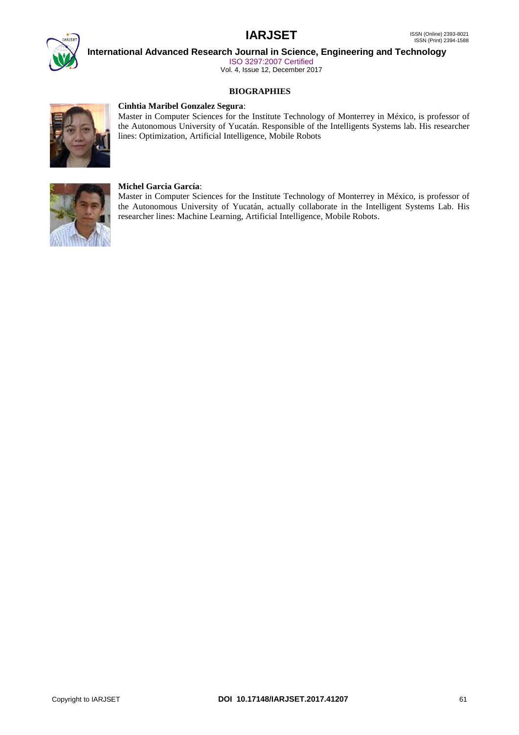## BIOGRAPHIES

**Cinhtia Maribel Gonzalez Segura**:
Master in Computer Sciences for the Institute Technology of Monterrey in México, is professor of the Autonomous University of Yucatán. Responsible of the Intelligents Systems lab. His researcher lines: Optimization, Artificial Intelligence, Mobile Robots

**Michel Garcia García**:
Master in Computer Sciences for the Institute Technology of Monterrey in México, is professor of the Autonomous University of Yucatán, actually collaborate in the Intelligent Systems Lab. His researcher lines: Machine Learning, Artificial Intelligence, Mobile Robots.